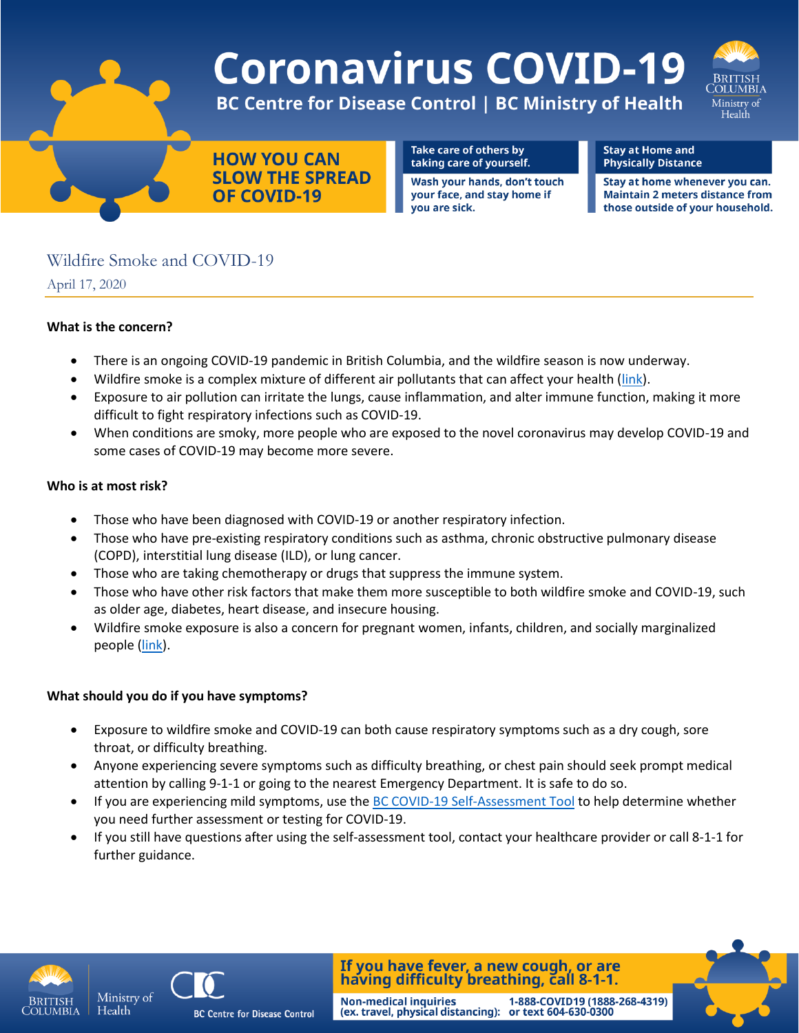# Coronavirus COVID-19

**BC Centre for Disease Control | BC Ministry of Health**

**HOW YOU CAN SLOW THE SPREAD OF COVID-19**

**Take care of others by taking care of yourself.**
Wash your hands, don't touch your face, and stay home if you are sick.

**Stay at Home and Physically Distance**
Stay at home whenever you can. Maintain 2 meters distance from those outside of your household.

## Wildfire Smoke and COVID-19

April 17, 2020

### What is the concern?

- There is an ongoing COVID-19 pandemic in British Columbia, and the wildfire season is now underway.
- Wildfire smoke is a complex mixture of different air pollutants that can affect your health (link).
- Exposure to air pollution can irritate the lungs, cause inflammation, and alter immune function, making it more difficult to fight respiratory infections such as COVID-19.
- When conditions are smoky, more people who are exposed to the novel coronavirus may develop COVID-19 and some cases of COVID-19 may become more severe.

### Who is at most risk?

- Those who have been diagnosed with COVID-19 or another respiratory infection.
- Those who have pre-existing respiratory conditions such as asthma, chronic obstructive pulmonary disease (COPD), interstitial lung disease (ILD), or lung cancer.
- Those who are taking chemotherapy or drugs that suppress the immune system.
- Those who have other risk factors that make them more susceptible to both wildfire smoke and COVID-19, such as older age, diabetes, heart disease, and insecure housing.
- Wildfire smoke exposure is also a concern for pregnant women, infants, children, and socially marginalized people (link).

### What should you do if you have symptoms?

- Exposure to wildfire smoke and COVID-19 can both cause respiratory symptoms such as a dry cough, sore throat, or difficulty breathing.
- Anyone experiencing severe symptoms such as difficulty breathing, or chest pain should seek prompt medical attention by calling 9-1-1 or going to the nearest Emergency Department. It is safe to do so.
- If you are experiencing mild symptoms, use the BC COVID-19 Self-Assessment Tool to help determine whether you need further assessment or testing for COVID-19.
- If you still have questions after using the self-assessment tool, contact your healthcare provider or call 8-1-1 for further guidance.

**If you have fever, a new cough, or are having difficulty breathing, call 8-1-1.**

**Non-medical inquiries (ex. travel, physical distancing):** 1-888-COVID19 (1888-268-4319) or text 604-630-0300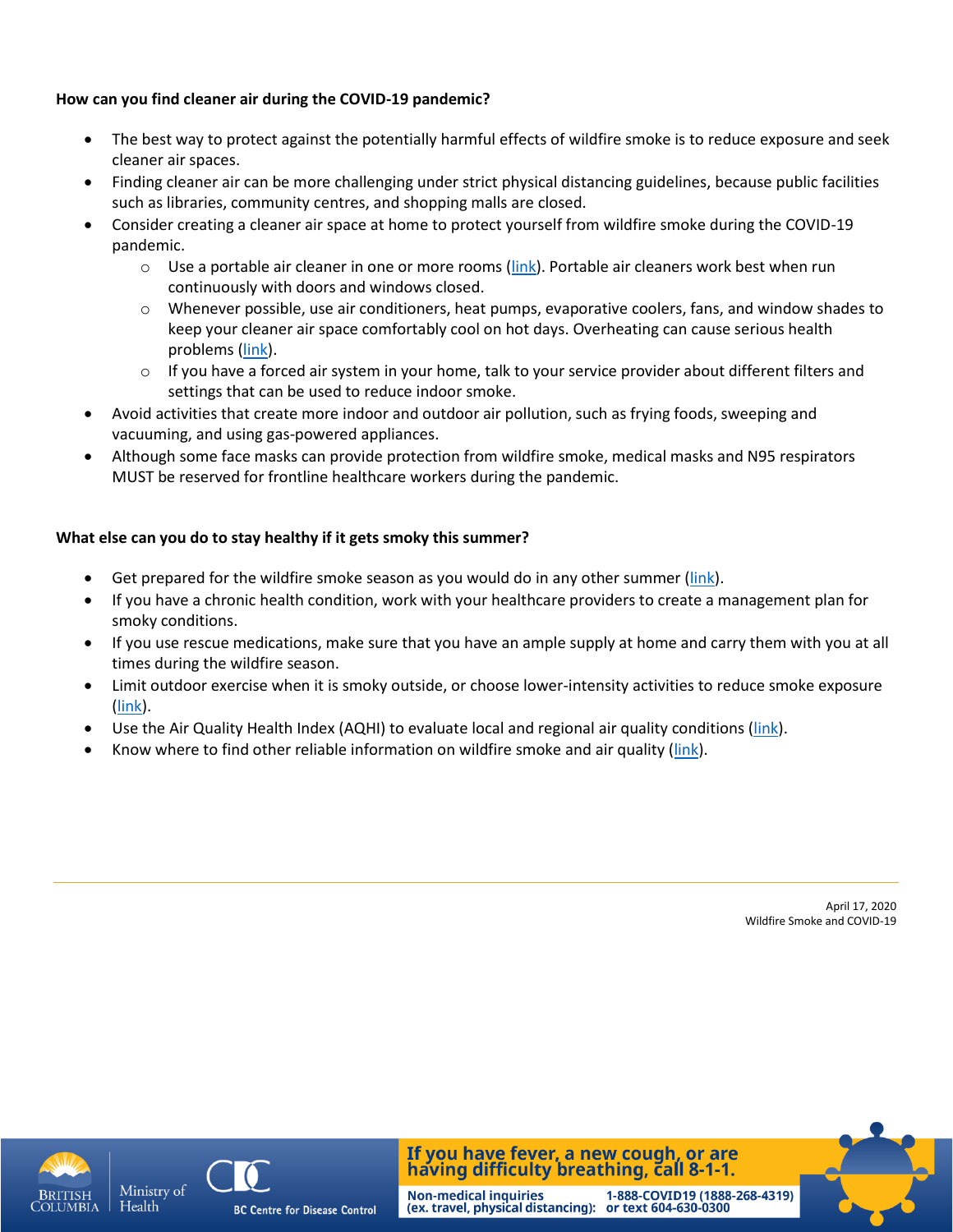**How can you find cleaner air during the COVID-19 pandemic?**

- The best way to protect against the potentially harmful effects of wildfire smoke is to reduce exposure and seek cleaner air spaces.
- Finding cleaner air can be more challenging under strict physical distancing guidelines, because public facilities such as libraries, community centres, and shopping malls are closed.
- Consider creating a cleaner air space at home to protect yourself from wildfire smoke during the COVID-19 pandemic.
  - Use a portable air cleaner in one or more rooms (link). Portable air cleaners work best when run continuously with doors and windows closed.
  - Whenever possible, use air conditioners, heat pumps, evaporative coolers, fans, and window shades to keep your cleaner air space comfortably cool on hot days. Overheating can cause serious health problems (link).
  - If you have a forced air system in your home, talk to your service provider about different filters and settings that can be used to reduce indoor smoke.
- Avoid activities that create more indoor and outdoor air pollution, such as frying foods, sweeping and vacuuming, and using gas-powered appliances.
- Although some face masks can provide protection from wildfire smoke, medical masks and N95 respirators MUST be reserved for frontline healthcare workers during the pandemic.

**What else can you do to stay healthy if it gets smoky this summer?**

- Get prepared for the wildfire smoke season as you would do in any other summer (link).
- If you have a chronic health condition, work with your healthcare providers to create a management plan for smoky conditions.
- If you use rescue medications, make sure that you have an ample supply at home and carry them with you at all times during the wildfire season.
- Limit outdoor exercise when it is smoky outside, or choose lower-intensity activities to reduce smoke exposure (link).
- Use the Air Quality Health Index (AQHI) to evaluate local and regional air quality conditions (link).
- Know where to find other reliable information on wildfire smoke and air quality (link).

April 17, 2020
Wildfire Smoke and COVID-19

BRITISH COLUMBIA | Ministry of Health | BC Centre for Disease Control

**If you have fever, a new cough, or are having difficulty breathing, call 8-1-1.**

**Non-medical inquiries (ex. travel, physical distancing): 1-888-COVID19 (1888-268-4319) or text 604-630-0300**